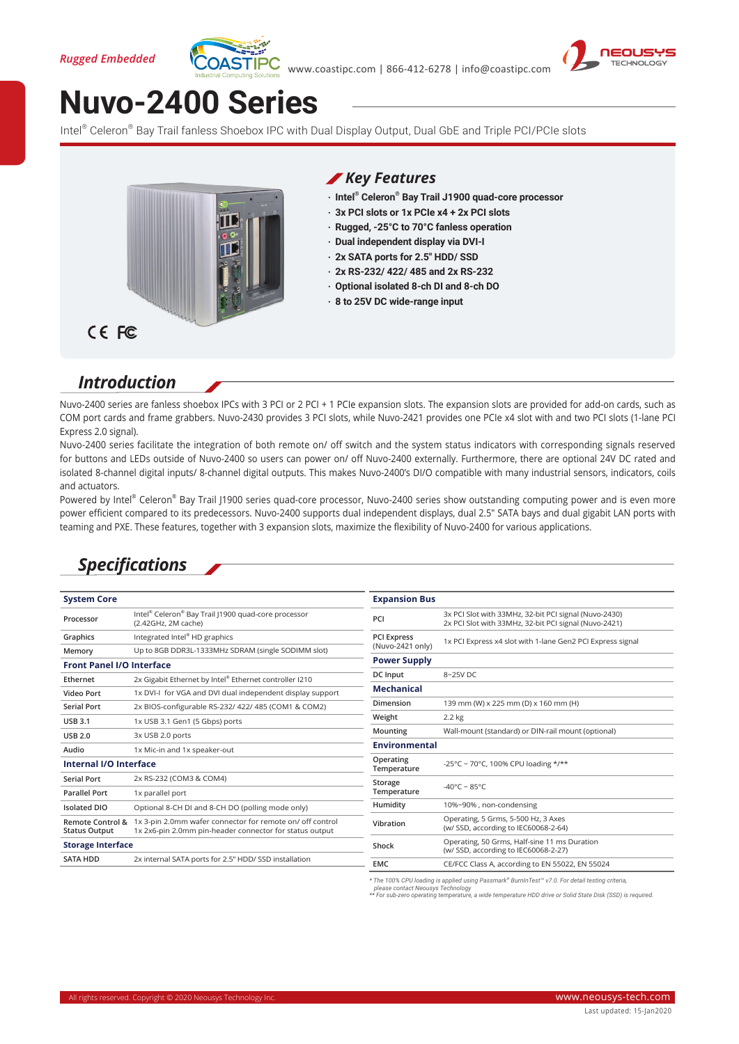Rugged Embedded

www.coastipc.com | 866-412-6278 | info@coastipc.com

# Nuvo-2400 Series

Intel® Celeron® Bay Trail fanless Shoebox IPC with Dual Display Output, Dual GbE and Triple PCI/PCIe slots

## Key Features

- Intel® Celeron® Bay Trail J1900 quad-core processor
- 3x PCI slots or 1x PCIe x4 + 2x PCI slots
- Rugged, -25°C to 70°C fanless operation
- Dual independent display via DVI-I
- 2x SATA ports for 2.5" HDD/ SSD
- 2x RS-232/ 422/ 485 and 2x RS-232
- Optional isolated 8-ch DI and 8-ch DO
- 8 to 25V DC wide-range input

## Introduction

Nuvo-2400 series are fanless shoebox IPCs with 3 PCI or 2 PCI + 1 PCIe expansion slots. The expansion slots are provided for add-on cards, such as COM port cards and frame grabbers. Nuvo-2430 provides 3 PCI slots, while Nuvo-2421 provides one PCIe x4 slot with and two PCI slots (1-lane PCI Express 2.0 signal).

Nuvo-2400 series facilitate the integration of both remote on/ off switch and the system status indicators with corresponding signals reserved for buttons and LEDs outside of Nuvo-2400 so users can power on/ off Nuvo-2400 externally. Furthermore, there are optional 24V DC rated and isolated 8-channel digital inputs/ 8-channel digital outputs. This makes Nuvo-2400's DI/O compatible with many industrial sensors, indicators, coils and actuators.

Powered by Intel® Celeron® Bay Trail J1900 series quad-core processor, Nuvo-2400 series show outstanding computing power and is even more power efficient compared to its predecessors. Nuvo-2400 supports dual independent displays, dual 2.5" SATA bays and dual gigabit LAN ports with teaming and PXE. These features, together with 3 expansion slots, maximize the flexibility of Nuvo-2400 for various applications.

## Specifications

| **System Core** | |
|---|---|
| Processor | Intel® Celeron® Bay Trail J1900 quad-core processor (2.42GHz, 2M cache) |
| Graphics | Integrated Intel® HD graphics |
| Memory | Up to 8GB DDR3L-1333MHz SDRAM (single SODIMM slot) |
| **Front Panel I/O Interface** | |
| Ethernet | 2x Gigabit Ethernet by Intel® Ethernet controller I210 |
| Video Port | 1x DVI-I for VGA and DVI dual independent display support |
| Serial Port | 2x BIOS-configurable RS-232/ 422/ 485 (COM1 & COM2) |
| USB 3.1 | 1x USB 3.1 Gen1 (5 Gbps) ports |
| USB 2.0 | 3x USB 2.0 ports |
| Audio | 1x Mic-in and 1x speaker-out |
| **Internal I/O Interface** | |
| Serial Port | 2x RS-232 (COM3 & COM4) |
| Parallel Port | 1x parallel port |
| Isolated DIO | Optional 8-CH DI and 8-CH DO (polling mode only) |
| Remote Control & Status Output | 1x 3-pin 2.0mm wafer connector for remote on/ off control<br>1x 2x6-pin 2.0mm pin-header connector for status output |
| **Storage Interface** | |
| SATA HDD | 2x internal SATA ports for 2.5" HDD/ SSD installation |

| **Expansion Bus** | |
|---|---|
| PCI | 3x PCI Slot with 33MHz, 32-bit PCI signal (Nuvo-2430)<br>2x PCI Slot with 33MHz, 32-bit PCI signal (Nuvo-2421) |
| PCI Express (Nuvo-2421 only) | 1x PCI Express x4 slot with 1-lane Gen2 PCI Express signal |
| **Power Supply** | |
| DC Input | 8~25V DC |
| **Mechanical** | |
| Dimension | 139 mm (W) x 225 mm (D) x 160 mm (H) |
| Weight | 2.2 kg |
| Mounting | Wall-mount (standard) or DIN-rail mount (optional) |
| **Environmental** | |
| Operating Temperature | -25°C ~ 70°C, 100% CPU loading */** |
| Storage Temperature | -40°C ~ 85°C |
| Humidity | 10%~90% , non-condensing |
| Vibration | Operating, 5 Grms, 5-500 Hz, 3 Axes (w/ SSD, according to IEC60068-2-64) |
| Shock | Operating, 50 Grms, Half-sine 11 ms Duration (w/ SSD, according to IEC60068-2-27) |
| EMC | CE/FCC Class A, according to EN 55022, EN 55024 |

*\* The 100% CPU loading is applied using Passmark® BurnInTest™ v7.0. For detail testing criteria, please contact Neousys Technology*
*\*\* For sub-zero operating temperature, a wide temperature HDD drive or Solid State Disk (SSD) is required.*

All rights reserved. Copyright © 2020 Neousys Technology Inc. www.neousys-tech.com

Last updated: 15-Jan2020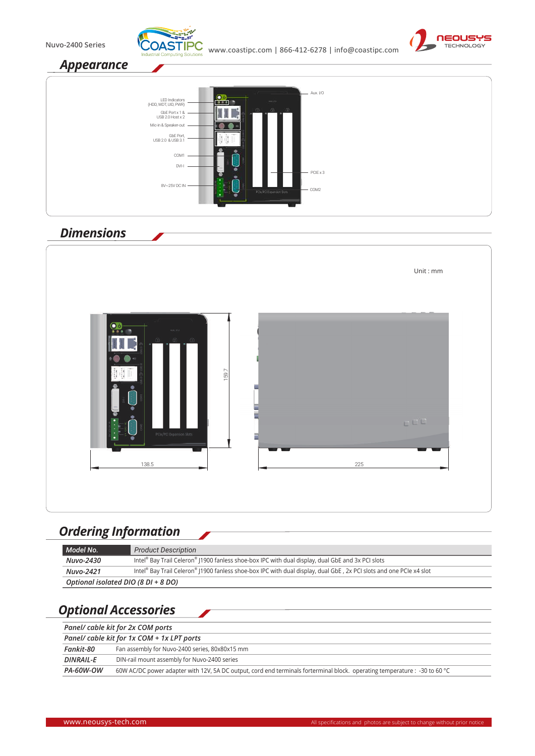## Appearance

LED Indicators (HDD, WDT, UID, PWR)

GbE Port x 1 & USB 2.0 Host x 2

Mic-in & Speaker-out

GbE Port, USB 2.0 & USB 3.1

COM1

DVI-I

8V~25V DC IN

Aux. I/O

PCIE x 3

COM2

## Dimensions

Unit : mm

159.7

138.5

225

## Ordering Information

| Model No. | Product Description |
|---|---|
| Nuvo-2430 | Intel® Bay Trail Celeron® J1900 fanless shoe-box IPC with dual display, dual GbE and 3x PCI slots |
| Nuvo-2421 | Intel® Bay Trail Celeron® J1900 fanless shoe-box IPC with dual display, dual GbE , 2x PCI slots and one PCIe x4 slot |
| Optional isolated DIO (8 DI + 8 DO) | |

## Optional Accessories

| | |
|---|---|
| Panel/ cable kit for 2x COM ports | |
| Panel/ cable kit for 1x COM + 1x LPT ports | |
| Fankit-80 | Fan assembly for Nuvo-2400 series, 80x80x15 mm |
| DINRAIL-E | DIN-rail mount assembly for Nuvo-2400 series |
| PA-60W-OW | 60W AC/DC power adapter with 12V, 5A DC output, cord end terminals forterminal block. operating temperature : -30 to 60 °C |

www.neousys-tech.com

All specifications and photos are subject to change without prior notice